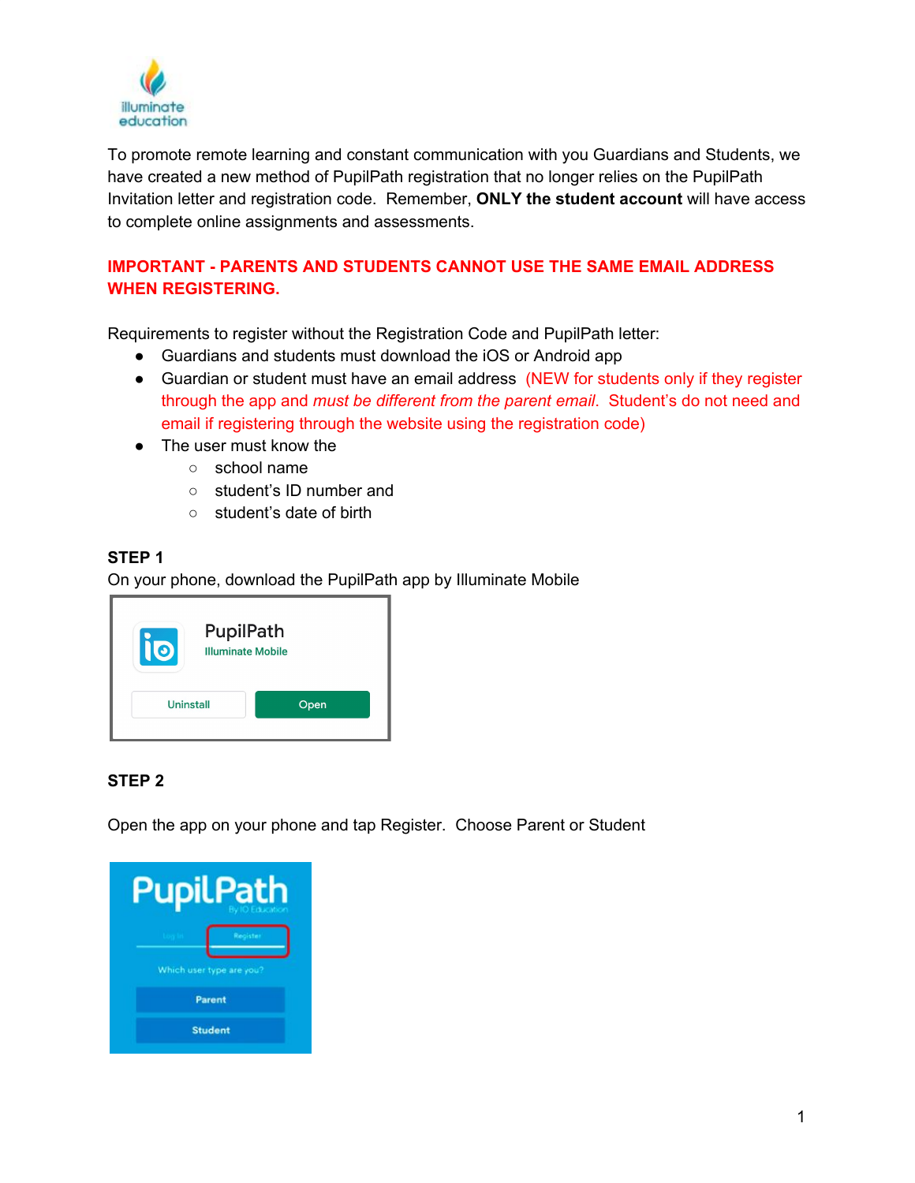To promote remote learning and constant communication with you Guardians and Students, we have created a new method of PupilPath registration that no longer relies on the PupilPath Invitation letter and registration code. Remember, **ONLY the student account** will have access to complete online assignments and assessments.

**IMPORTANT - PARENTS AND STUDENTS CANNOT USE THE SAME EMAIL ADDRESS WHEN REGISTERING.**

Requirements to register without the Registration Code and PupilPath letter:

- Guardians and students must download the iOS or Android app
- Guardian or student must have an email address (NEW for students only if they register through the app and *must be different from the parent email*. Student's do not need and email if registering through the website using the registration code)
- The user must know the
  - school name
  - student's ID number and
  - student's date of birth

**STEP 1**

On your phone, download the PupilPath app by Illuminate Mobile

**STEP 2**

Open the app on your phone and tap Register. Choose Parent or Student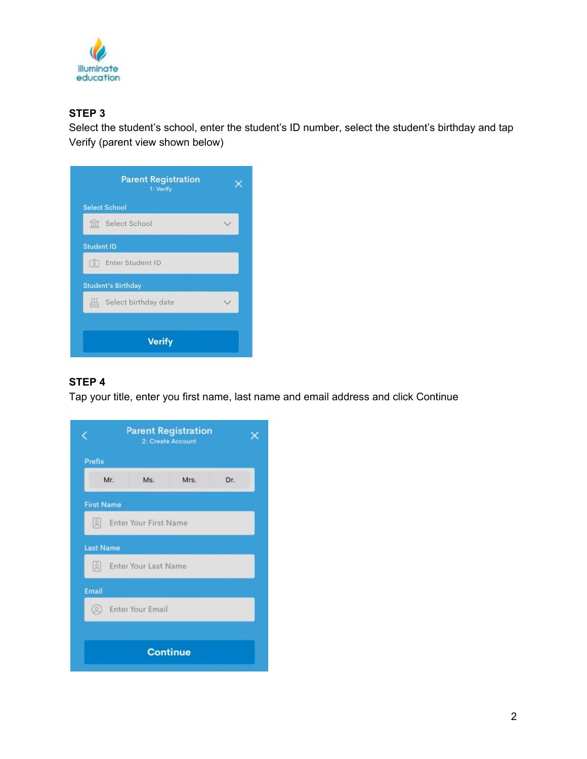## STEP 3

Select the student's school, enter the student's ID number, select the student's birthday and tap Verify (parent view shown below)

## STEP 4

Tap your title, enter you first name, last name and email address and click Continue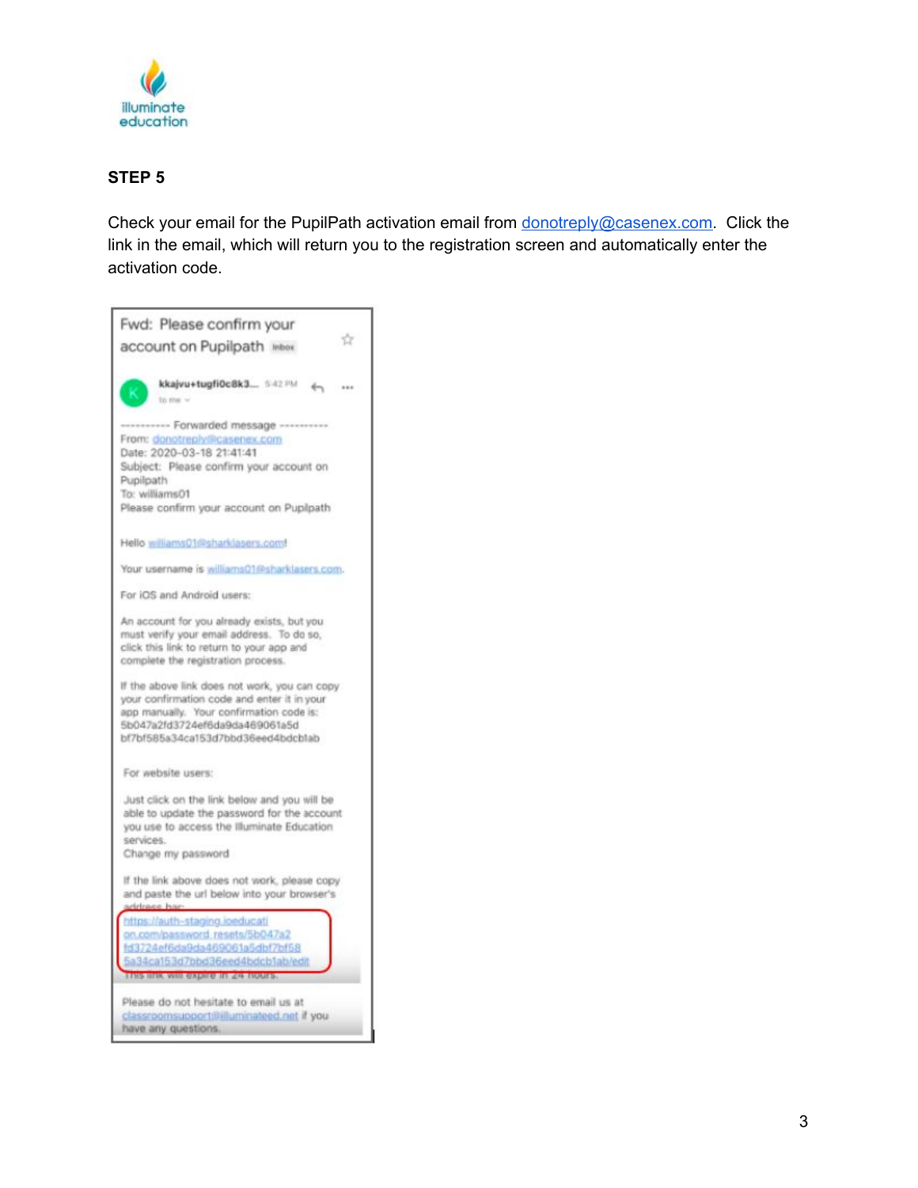## STEP 5

Check your email for the PupilPath activation email from donotreply@casenex.com. Click the link in the email, which will return you to the registration screen and automatically enter the activation code.

Fwd: Please confirm your account on Pupilpath Inbox

kkajvu+tugfi0c8k3... 5:42 PM

to me

---------- Forwarded message ----------
From: donotreply@casenex.com
Date: 2020-03-18 21:41:41
Subject: Please confirm your account on Pupilpath
To: williams01
Please confirm your account on Pupilpath

Hello williams01@sharklasers.com!

Your username is williams01@sharklasers.com.

For iOS and Android users:

An account for you already exists, but you must verify your email address. To do so, click this link to return to your app and complete the registration process.

If the above link does not work, you can copy your confirmation code and enter it in your app manually. Your confirmation code is: 5b047a2fd3724ef6da9da469061a5d bf7bf585a34ca153d7bbd36eed4bdcblab

For website users:

Just click on the link below and you will be able to update the password for the account you use to access the Illuminate Education services.
Change my password

If the link above does not work, please copy and paste the url below into your browser's address bar:
https://auth-staging.ioeducation.com/password_resets/5b047a2fd3724ef6da9da469061a5dbf7bf585a34ca153d7bbd36eed4bdcb1ab/edit
This link will expire in 24 hours.

Please do not hesitate to email us at classroomsupport@illuminateed.net if you have any questions.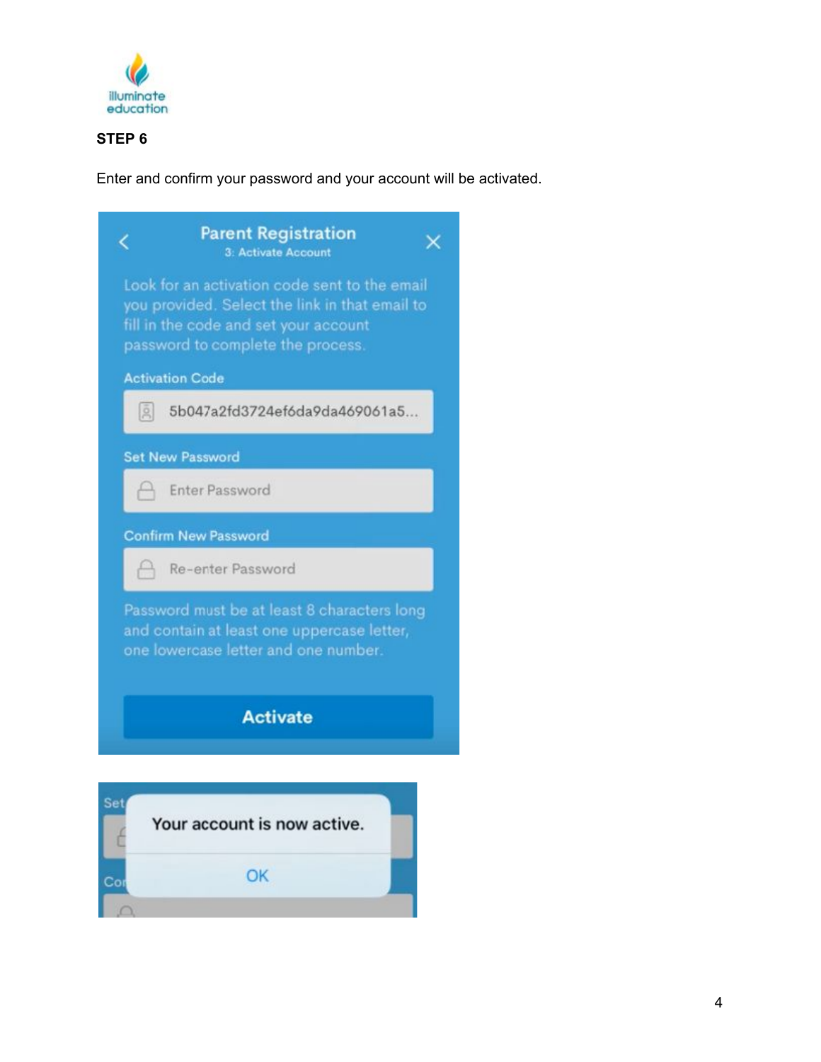**STEP 6**

Enter and confirm your password and your account will be activated.

Parent Registration

3: Activate Account

Look for an activation code sent to the email you provided. Select the link in that email to fill in the code and set your account password to complete the process.

Activation Code

5b047a2fd3724ef6da9da469061a5...

Set New Password

Enter Password

Confirm New Password

Re-enter Password

Password must be at least 8 characters long and contain at least one uppercase letter, one lowercase letter and one number.

Activate

Your account is now active.

OK